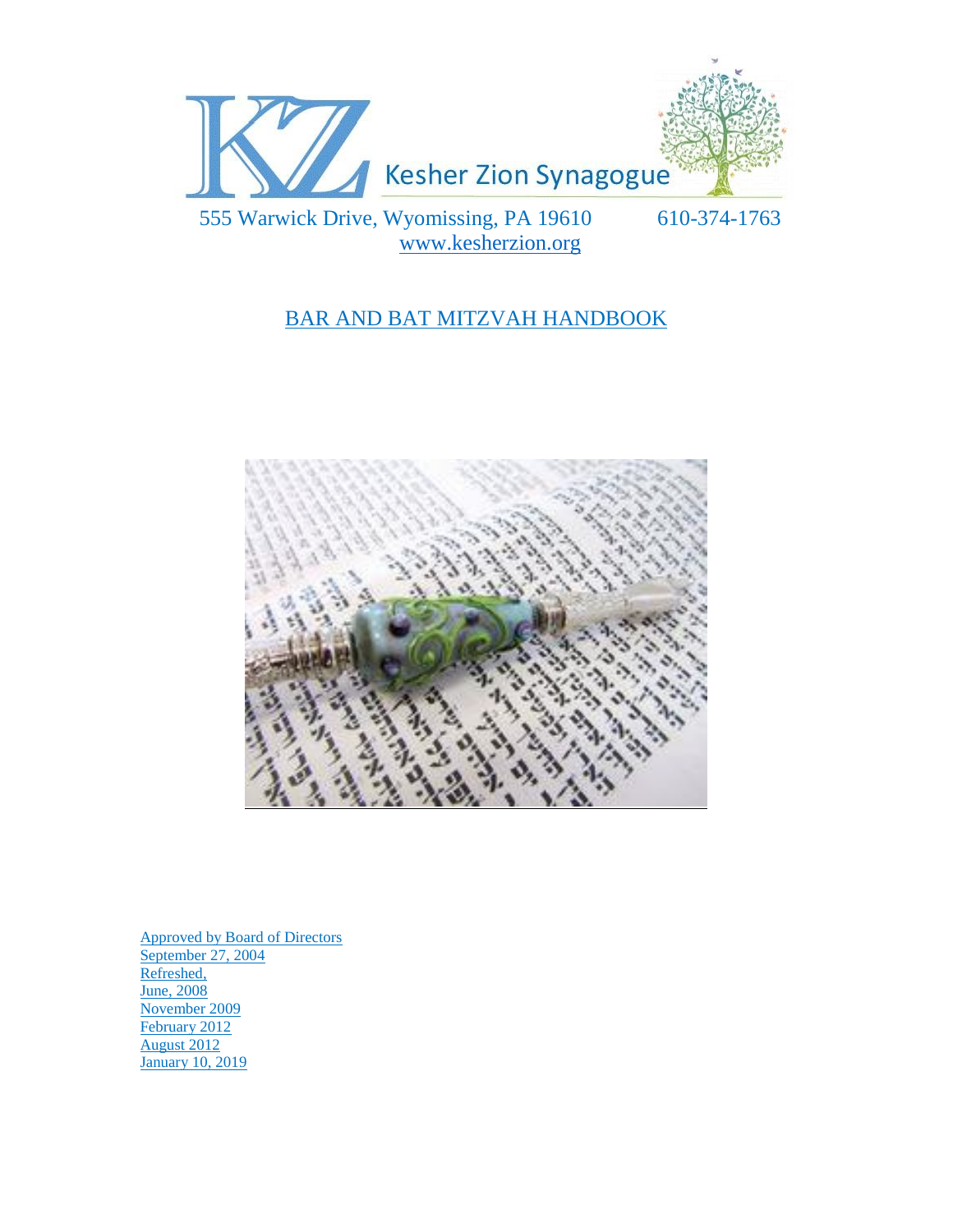Kesher Zion Synagogue

555 Warwick Drive, Wyomissing, PA 19610 610-374-1763
www.kesherzion.org

# BAR AND BAT MITZVAH HANDBOOK

Approved by Board of Directors
September 27, 2004
Refreshed,
June, 2008
November 2009
February 2012
August 2012
January 10, 2019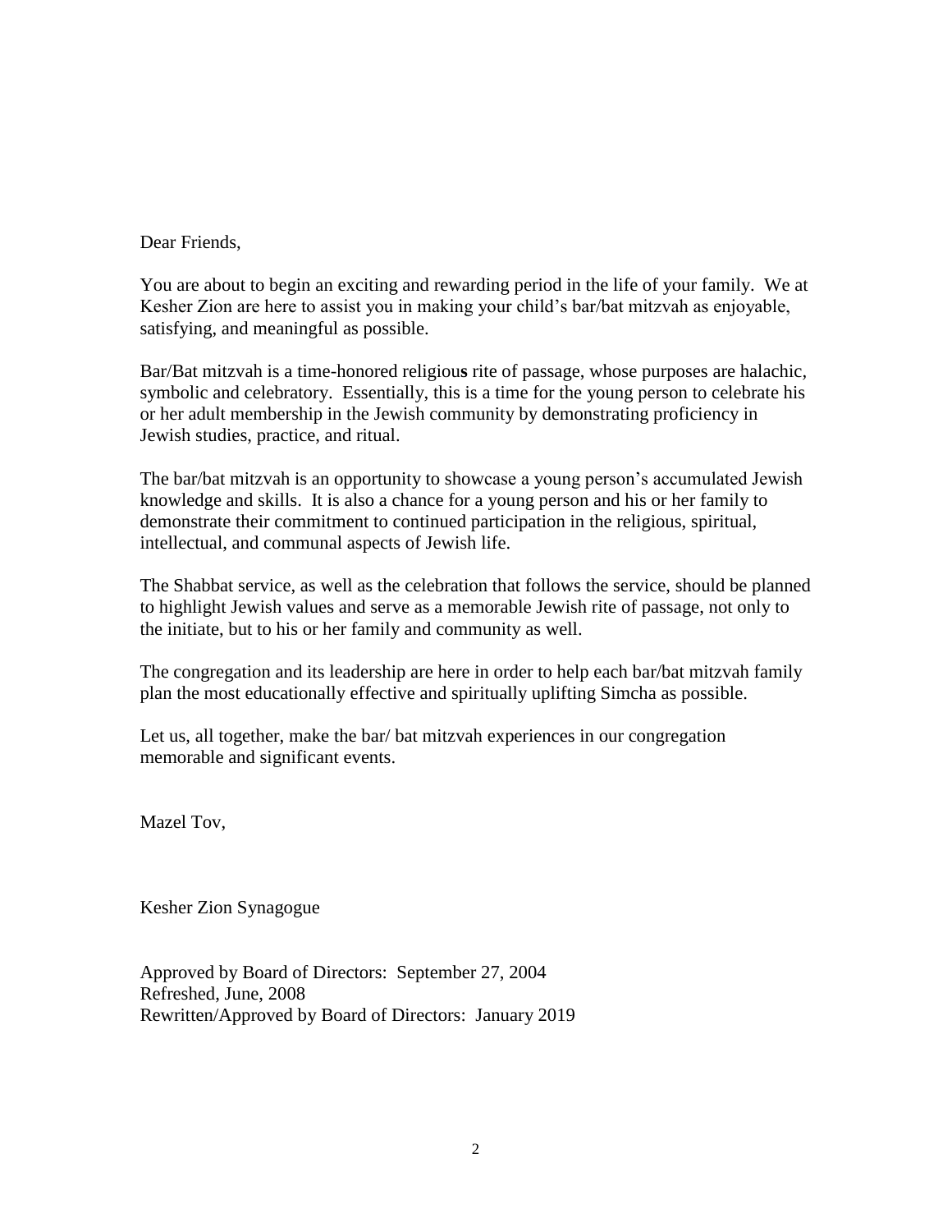Dear Friends,

You are about to begin an exciting and rewarding period in the life of your family. We at Kesher Zion are here to assist you in making your child's bar/bat mitzvah as enjoyable, satisfying, and meaningful as possible.

Bar/Bat mitzvah is a time-honored religious rite of passage, whose purposes are halachic, symbolic and celebratory. Essentially, this is a time for the young person to celebrate his or her adult membership in the Jewish community by demonstrating proficiency in Jewish studies, practice, and ritual.

The bar/bat mitzvah is an opportunity to showcase a young person's accumulated Jewish knowledge and skills. It is also a chance for a young person and his or her family to demonstrate their commitment to continued participation in the religious, spiritual, intellectual, and communal aspects of Jewish life.

The Shabbat service, as well as the celebration that follows the service, should be planned to highlight Jewish values and serve as a memorable Jewish rite of passage, not only to the initiate, but to his or her family and community as well.

The congregation and its leadership are here in order to help each bar/bat mitzvah family plan the most educationally effective and spiritually uplifting Simcha as possible.

Let us, all together, make the bar/ bat mitzvah experiences in our congregation memorable and significant events.

Mazel Tov,

Kesher Zion Synagogue

Approved by Board of Directors: September 27, 2004
Refreshed, June, 2008
Rewritten/Approved by Board of Directors: January 2019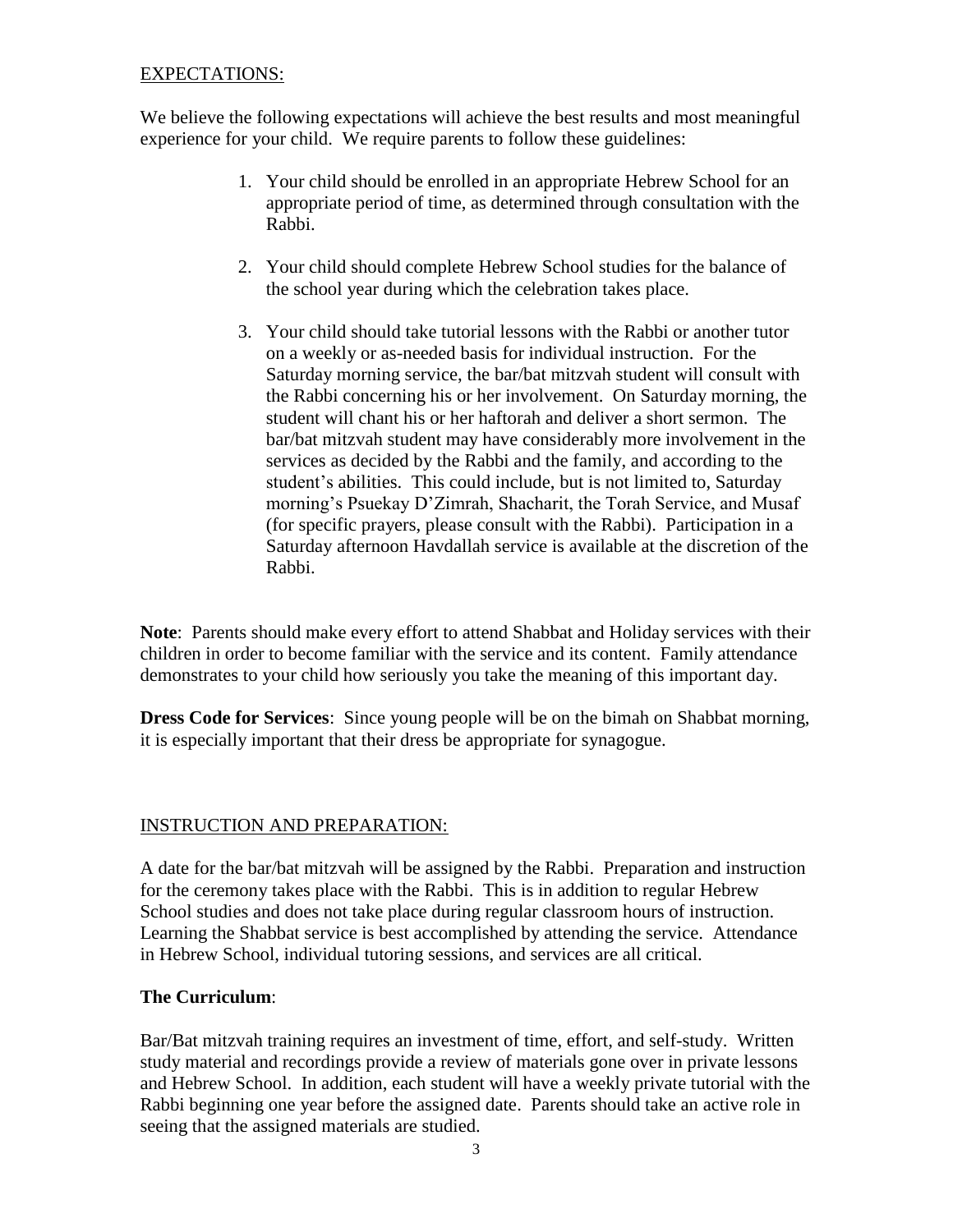## EXPECTATIONS:

We believe the following expectations will achieve the best results and most meaningful experience for your child. We require parents to follow these guidelines:

1. Your child should be enrolled in an appropriate Hebrew School for an appropriate period of time, as determined through consultation with the Rabbi.

2. Your child should complete Hebrew School studies for the balance of the school year during which the celebration takes place.

3. Your child should take tutorial lessons with the Rabbi or another tutor on a weekly or as-needed basis for individual instruction. For the Saturday morning service, the bar/bat mitzvah student will consult with the Rabbi concerning his or her involvement. On Saturday morning, the student will chant his or her haftorah and deliver a short sermon. The bar/bat mitzvah student may have considerably more involvement in the services as decided by the Rabbi and the family, and according to the student's abilities. This could include, but is not limited to, Saturday morning's Psuekay D'Zimrah, Shacharit, the Torah Service, and Musaf (for specific prayers, please consult with the Rabbi). Participation in a Saturday afternoon Havdallah service is available at the discretion of the Rabbi.

**Note**: Parents should make every effort to attend Shabbat and Holiday services with their children in order to become familiar with the service and its content. Family attendance demonstrates to your child how seriously you take the meaning of this important day.

**Dress Code for Services**: Since young people will be on the bimah on Shabbat morning, it is especially important that their dress be appropriate for synagogue.

## INSTRUCTION AND PREPARATION:

A date for the bar/bat mitzvah will be assigned by the Rabbi. Preparation and instruction for the ceremony takes place with the Rabbi. This is in addition to regular Hebrew School studies and does not take place during regular classroom hours of instruction. Learning the Shabbat service is best accomplished by attending the service. Attendance in Hebrew School, individual tutoring sessions, and services are all critical.

**The Curriculum**:

Bar/Bat mitzvah training requires an investment of time, effort, and self-study. Written study material and recordings provide a review of materials gone over in private lessons and Hebrew School. In addition, each student will have a weekly private tutorial with the Rabbi beginning one year before the assigned date. Parents should take an active role in seeing that the assigned materials are studied.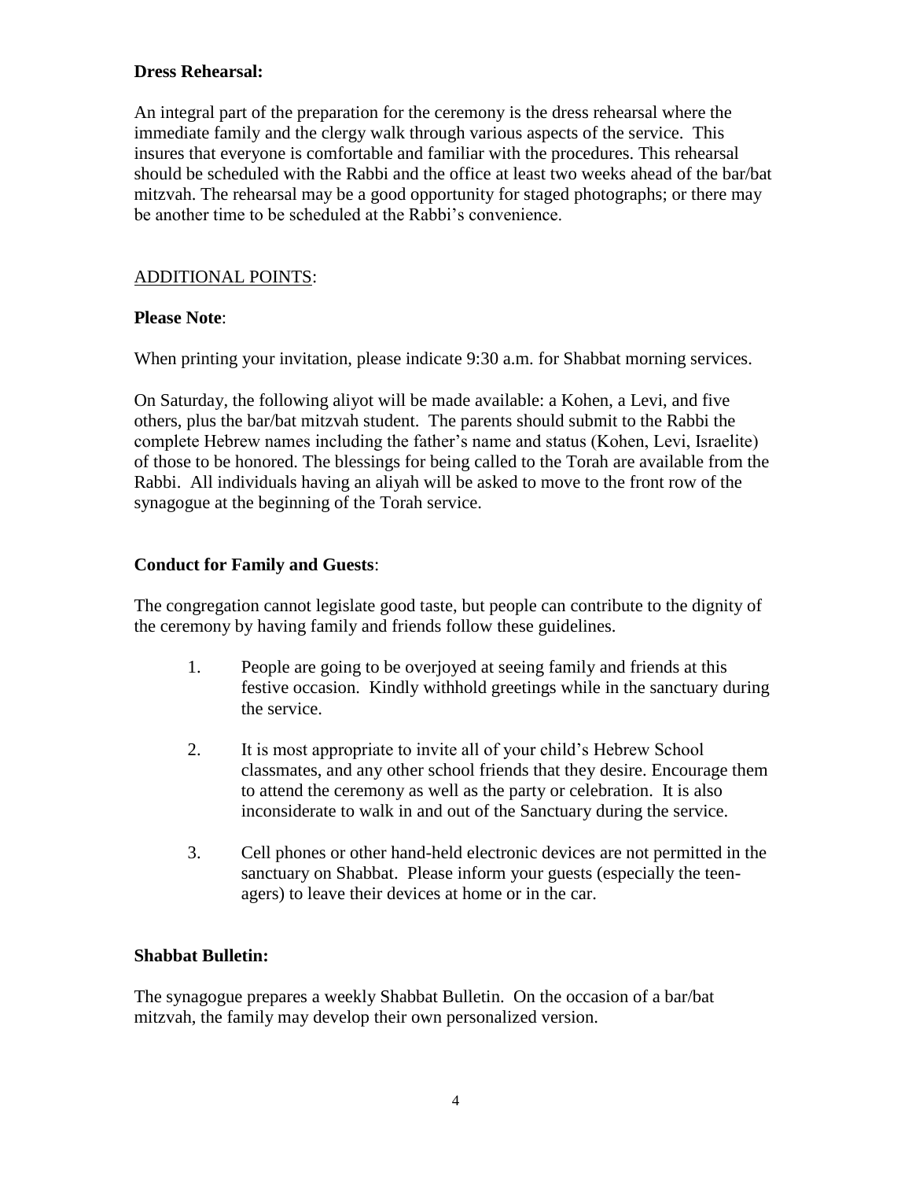**Dress Rehearsal:**

An integral part of the preparation for the ceremony is the dress rehearsal where the immediate family and the clergy walk through various aspects of the service. This insures that everyone is comfortable and familiar with the procedures. This rehearsal should be scheduled with the Rabbi and the office at least two weeks ahead of the bar/bat mitzvah. The rehearsal may be a good opportunity for staged photographs; or there may be another time to be scheduled at the Rabbi's convenience.

<u>ADDITIONAL POINTS</u>:

**Please Note**:

When printing your invitation, please indicate 9:30 a.m. for Shabbat morning services.

On Saturday, the following aliyot will be made available: a Kohen, a Levi, and five others, plus the bar/bat mitzvah student. The parents should submit to the Rabbi the complete Hebrew names including the father's name and status (Kohen, Levi, Israelite) of those to be honored. The blessings for being called to the Torah are available from the Rabbi. All individuals having an aliyah will be asked to move to the front row of the synagogue at the beginning of the Torah service.

**Conduct for Family and Guests**:

The congregation cannot legislate good taste, but people can contribute to the dignity of the ceremony by having family and friends follow these guidelines.

1. People are going to be overjoyed at seeing family and friends at this festive occasion. Kindly withhold greetings while in the sanctuary during the service.

2. It is most appropriate to invite all of your child's Hebrew School classmates, and any other school friends that they desire. Encourage them to attend the ceremony as well as the party or celebration. It is also inconsiderate to walk in and out of the Sanctuary during the service.

3. Cell phones or other hand-held electronic devices are not permitted in the sanctuary on Shabbat. Please inform your guests (especially the teen-agers) to leave their devices at home or in the car.

**Shabbat Bulletin:**

The synagogue prepares a weekly Shabbat Bulletin. On the occasion of a bar/bat mitzvah, the family may develop their own personalized version.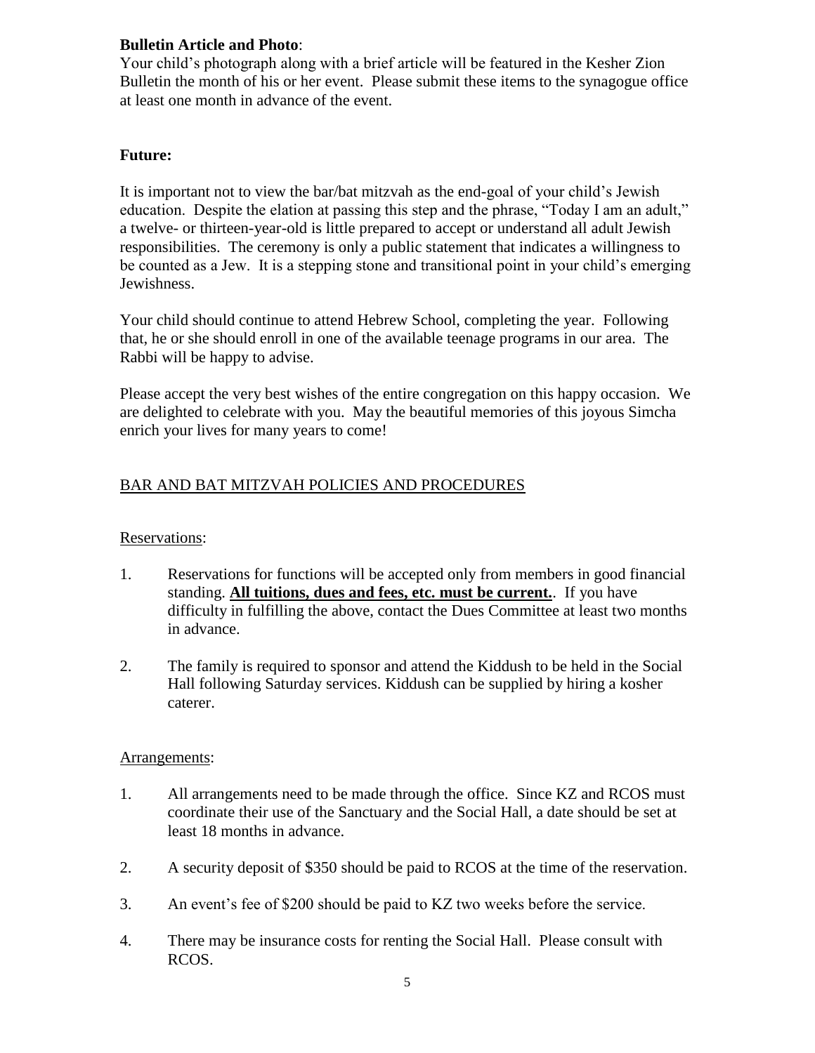**Bulletin Article and Photo**:
Your child's photograph along with a brief article will be featured in the Kesher Zion Bulletin the month of his or her event. Please submit these items to the synagogue office at least one month in advance of the event.

**Future:**

It is important not to view the bar/bat mitzvah as the end-goal of your child's Jewish education. Despite the elation at passing this step and the phrase, "Today I am an adult," a twelve- or thirteen-year-old is little prepared to accept or understand all adult Jewish responsibilities. The ceremony is only a public statement that indicates a willingness to be counted as a Jew. It is a stepping stone and transitional point in your child's emerging Jewishness.

Your child should continue to attend Hebrew School, completing the year. Following that, he or she should enroll in one of the available teenage programs in our area. The Rabbi will be happy to advise.

Please accept the very best wishes of the entire congregation on this happy occasion. We are delighted to celebrate with you. May the beautiful memories of this joyous Simcha enrich your lives for many years to come!

## BAR AND BAT MITZVAH POLICIES AND PROCEDURES

Reservations:

1. Reservations for functions will be accepted only from members in good financial standing. **All tuitions, dues and fees, etc. must be current.**. If you have difficulty in fulfilling the above, contact the Dues Committee at least two months in advance.

2. The family is required to sponsor and attend the Kiddush to be held in the Social Hall following Saturday services. Kiddush can be supplied by hiring a kosher caterer.

Arrangements:

1. All arrangements need to be made through the office. Since KZ and RCOS must coordinate their use of the Sanctuary and the Social Hall, a date should be set at least 18 months in advance.

2. A security deposit of $350 should be paid to RCOS at the time of the reservation.

3. An event's fee of $200 should be paid to KZ two weeks before the service.

4. There may be insurance costs for renting the Social Hall. Please consult with RCOS.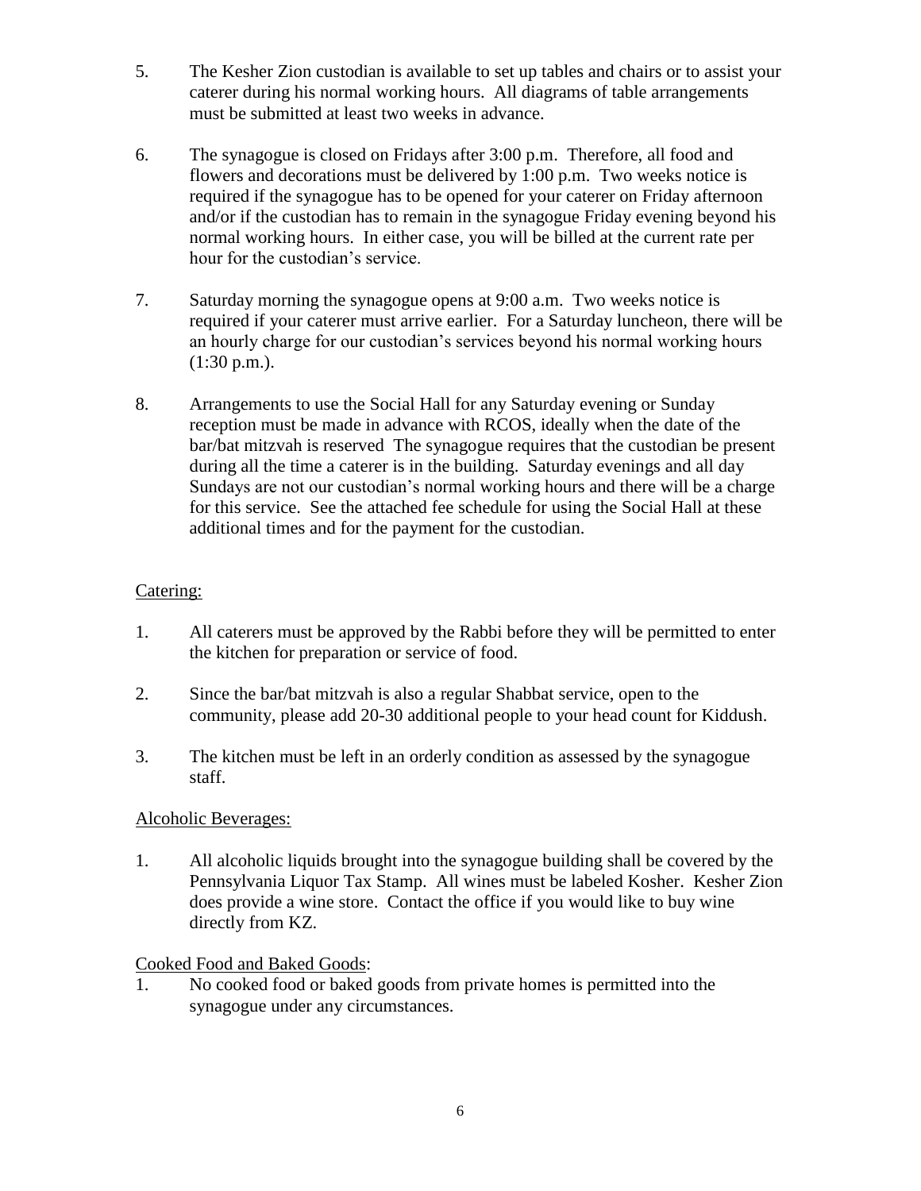5. The Kesher Zion custodian is available to set up tables and chairs or to assist your caterer during his normal working hours. All diagrams of table arrangements must be submitted at least two weeks in advance.

6. The synagogue is closed on Fridays after 3:00 p.m. Therefore, all food and flowers and decorations must be delivered by 1:00 p.m. Two weeks notice is required if the synagogue has to be opened for your caterer on Friday afternoon and/or if the custodian has to remain in the synagogue Friday evening beyond his normal working hours. In either case, you will be billed at the current rate per hour for the custodian's service.

7. Saturday morning the synagogue opens at 9:00 a.m. Two weeks notice is required if your caterer must arrive earlier. For a Saturday luncheon, there will be an hourly charge for our custodian's services beyond his normal working hours (1:30 p.m.).

8. Arrangements to use the Social Hall for any Saturday evening or Sunday reception must be made in advance with RCOS, ideally when the date of the bar/bat mitzvah is reserved The synagogue requires that the custodian be present during all the time a caterer is in the building. Saturday evenings and all day Sundays are not our custodian's normal working hours and there will be a charge for this service. See the attached fee schedule for using the Social Hall at these additional times and for the payment for the custodian.

<u>Catering:</u>

1. All caterers must be approved by the Rabbi before they will be permitted to enter the kitchen for preparation or service of food.

2. Since the bar/bat mitzvah is also a regular Shabbat service, open to the community, please add 20-30 additional people to your head count for Kiddush.

3. The kitchen must be left in an orderly condition as assessed by the synagogue staff.

<u>Alcoholic Beverages:</u>

1. All alcoholic liquids brought into the synagogue building shall be covered by the Pennsylvania Liquor Tax Stamp. All wines must be labeled Kosher. Kesher Zion does provide a wine store. Contact the office if you would like to buy wine directly from KZ.

<u>Cooked Food and Baked Goods</u>:

1. No cooked food or baked goods from private homes is permitted into the synagogue under any circumstances.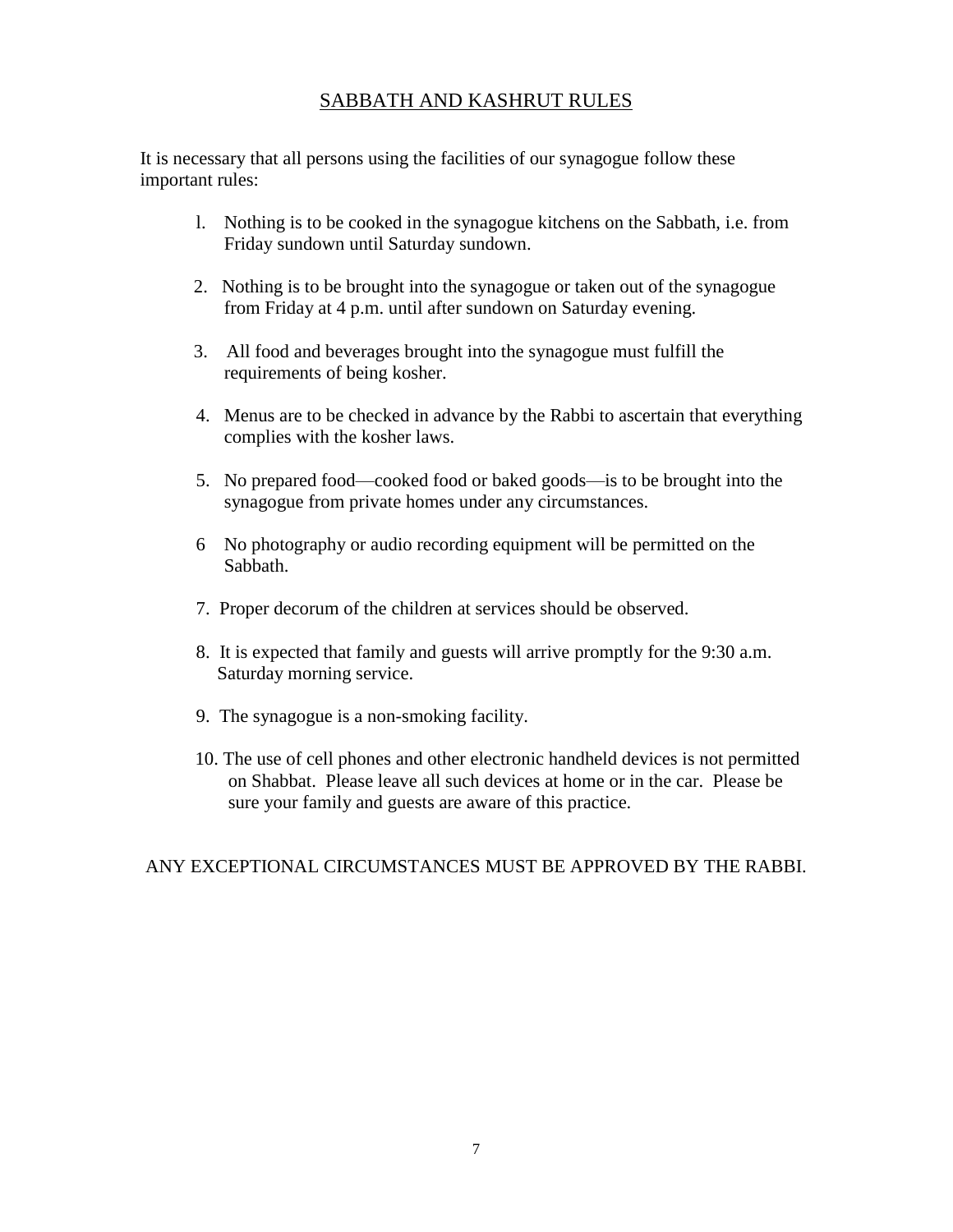# SABBATH AND KASHRUT RULES

It is necessary that all persons using the facilities of our synagogue follow these important rules:

1. Nothing is to be cooked in the synagogue kitchens on the Sabbath, i.e. from Friday sundown until Saturday sundown.
2. Nothing is to be brought into the synagogue or taken out of the synagogue from Friday at 4 p.m. until after sundown on Saturday evening.
3. All food and beverages brought into the synagogue must fulfill the requirements of being kosher.
4. Menus are to be checked in advance by the Rabbi to ascertain that everything complies with the kosher laws.
5. No prepared food—cooked food or baked goods—is to be brought into the synagogue from private homes under any circumstances.
6. No photography or audio recording equipment will be permitted on the Sabbath.
7. Proper decorum of the children at services should be observed.
8. It is expected that family and guests will arrive promptly for the 9:30 a.m. Saturday morning service.
9. The synagogue is a non-smoking facility.
10. The use of cell phones and other electronic handheld devices is not permitted on Shabbat. Please leave all such devices at home or in the car. Please be sure your family and guests are aware of this practice.

ANY EXCEPTIONAL CIRCUMSTANCES MUST BE APPROVED BY THE RABBI.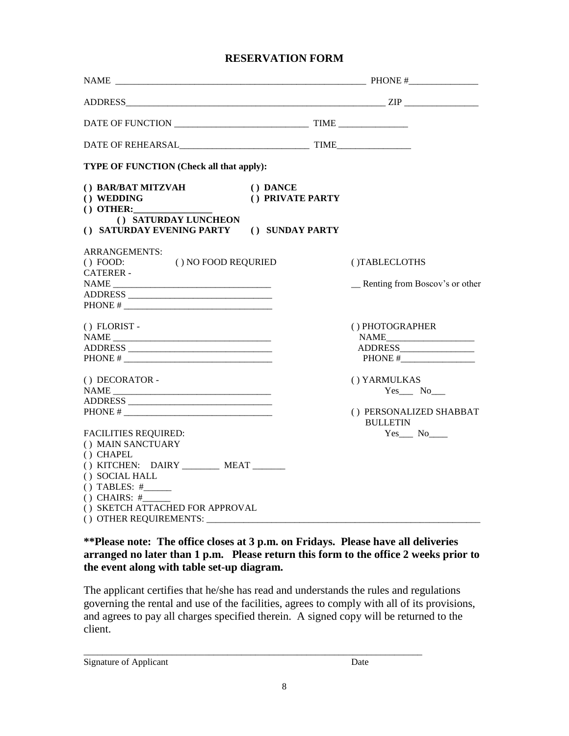# RESERVATION FORM

NAME _______________________________________________________ PHONE #_______________

ADDRESS_________________________________________________________ ZIP ________________

DATE OF FUNCTION ____________________________ TIME _______________

DATE OF REHEARSAL____________________________ TIME________________

**TYPE OF FUNCTION (Check all that apply):**

**( ) BAR/BAT MITZVAH** **( ) DANCE**
**( ) WEDDING** **( ) PRIVATE PARTY**
**( ) OTHER:________________**
**( ) SATURDAY LUNCHEON**
**( ) SATURDAY EVENING PARTY** **( ) SUNDAY PARTY**

ARRANGEMENTS:

( ) FOOD: ( ) NO FOOD REQURIED

CATERER -
NAME __________________________________
ADDRESS _______________________________
PHONE # ________________________________

( )TABLECLOTHS

__ Renting from Boscov's or other

( ) FLORIST -
NAME __________________________________
ADDRESS _______________________________
PHONE # ________________________________

( ) PHOTOGRAPHER
NAME___________________
ADDRESS________________
PHONE #________________

( ) DECORATOR -
NAME __________________________________
ADDRESS _______________________________
PHONE # ________________________________

( ) YARMULKAS
Yes___ No___

( ) PERSONALIZED SHABBAT BULLETIN
Yes___ No____

FACILITIES REQUIRED:
( ) MAIN SANCTUARY
( ) CHAPEL
( ) KITCHEN: DAIRY ________ MEAT _______
( ) SOCIAL HALL
( ) TABLES: #______
( ) CHAIRS: #______
( ) SKETCH ATTACHED FOR APPROVAL
( ) OTHER REQUIREMENTS: ____________________________________________________________

**\*\*Please note: The office closes at 3 p.m. on Fridays. Please have all deliveries arranged no later than 1 p.m. Please return this form to the office 2 weeks prior to the event along with table set-up diagram.**

The applicant certifies that he/she has read and understands the rules and regulations governing the rental and use of the facilities, agrees to comply with all of its provisions, and agrees to pay all charges specified therein. A signed copy will be returned to the client.

_________________________________________________________________________

Signature of Applicant Date